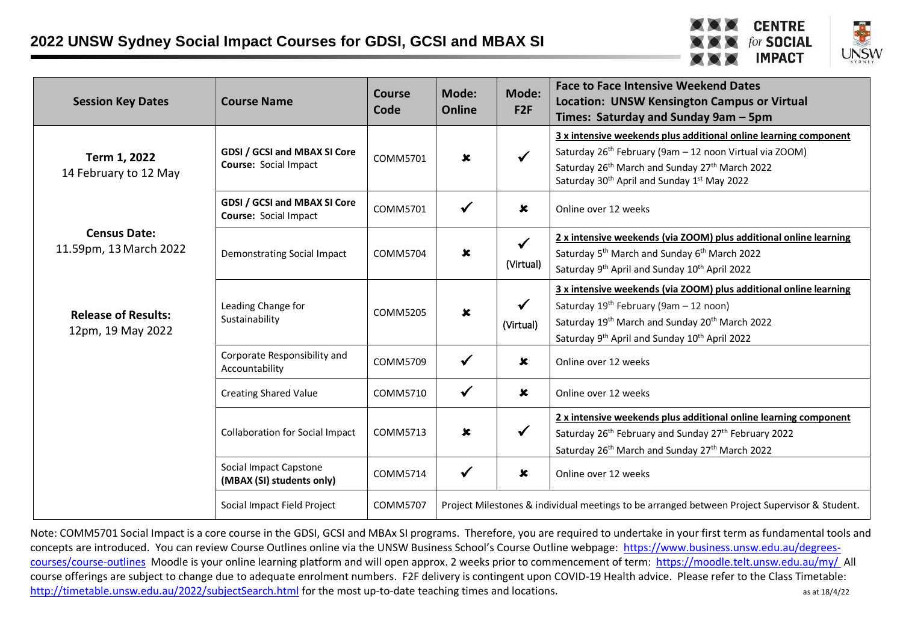# 2022 UNSW Sydney Social Impact Courses for GDSI, GCSI and MBAX SI

| Session Key Dates | Course Name | Course Code | Mode: Online | Mode: F2F | Face to Face Intensive Weekend Dates<br>Location: UNSW Kensington Campus or Virtual<br>Times: Saturday and Sunday 9am – 5pm |
|---|---|---|---|---|---|
| **Term 1, 2022**<br>14 February to 12 May<br><br>**Census Date:**<br>11.59pm, 13 March 2022<br><br>**Release of Results:**<br>12pm, 19 May 2022 | **GDSI / GCSI and MBAX SI Core Course:** Social Impact | COMM5701 | ✘ | ✓ | **3 x intensive weekends plus additional online learning component**<br>Saturday 26th February (9am – 12 noon Virtual via ZOOM)<br>Saturday 26th March and Sunday 27th March 2022<br>Saturday 30th April and Sunday 1st May 2022 |
| | **GDSI / GCSI and MBAX SI Core Course:** Social Impact | COMM5701 | ✓ | ✘ | Online over 12 weeks |
| | Demonstrating Social Impact | COMM5704 | ✘ | ✓ (Virtual) | **2 x intensive weekends (via ZOOM) plus additional online learning**<br>Saturday 5th March and Sunday 6th March 2022<br>Saturday 9th April and Sunday 10th April 2022 |
| | Leading Change for Sustainability | COMM5205 | ✘ | ✓ (Virtual) | **3 x intensive weekends (via ZOOM) plus additional online learning**<br>Saturday 19th February (9am – 12 noon)<br>Saturday 19th March and Sunday 20th March 2022<br>Saturday 9th April and Sunday 10th April 2022 |
| | Corporate Responsibility and Accountability | COMM5709 | ✓ | ✘ | Online over 12 weeks |
| | Creating Shared Value | COMM5710 | ✓ | ✘ | Online over 12 weeks |
| | Collaboration for Social Impact | COMM5713 | ✘ | ✓ | **2 x intensive weekends plus additional online learning component**<br>Saturday 26th February and Sunday 27th February 2022<br>Saturday 26th March and Sunday 27th March 2022 |
| | Social Impact Capstone **(MBAX (SI) students only)** | COMM5714 | ✓ | ✘ | Online over 12 weeks |
| | Social Impact Field Project | COMM5707 | Project Milestones & individual meetings to be arranged between Project Supervisor & Student. | | |

Note: COMM5701 Social Impact is a core course in the GDSI, GCSI and MBAx SI programs. Therefore, you are required to undertake in your first term as fundamental tools and concepts are introduced. You can review Course Outlines online via the UNSW Business School's Course Outline webpage: https://www.business.unsw.edu.au/degrees-courses/course-outlines Moodle is your online learning platform and will open approx. 2 weeks prior to commencement of term: https://moodle.telt.unsw.edu.au/my/ All course offerings are subject to change due to adequate enrolment numbers. F2F delivery is contingent upon COVID-19 Health advice. Please refer to the Class Timetable: http://timetable.unsw.edu.au/2022/subjectSearch.html for the most up-to-date teaching times and locations.

as at 18/4/22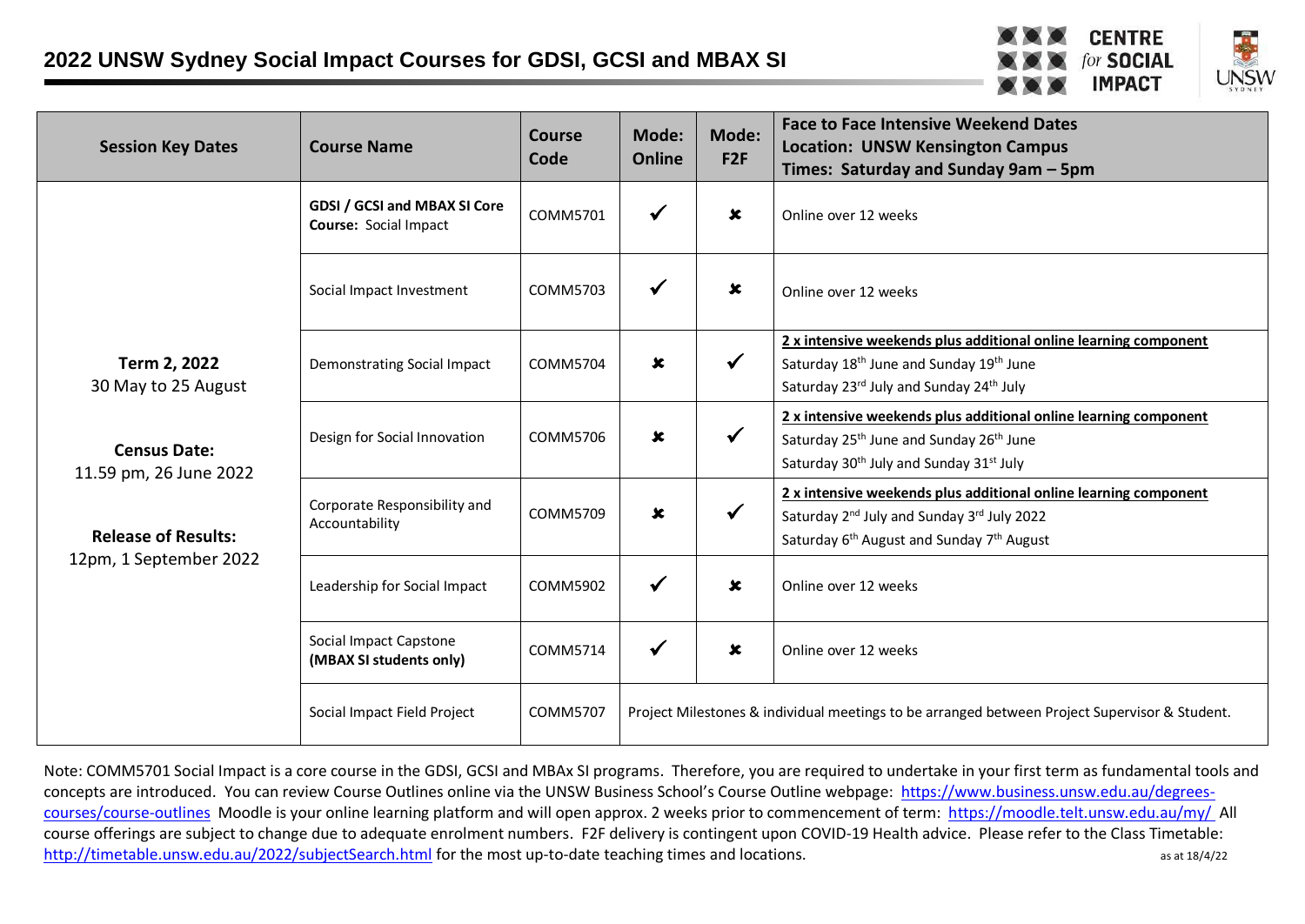# 2022 UNSW Sydney Social Impact Courses for GDSI, GCSI and MBAX SI

| Session Key Dates | Course Name | Course Code | Mode: Online | Mode: F2F | Face to Face Intensive Weekend Dates<br>Location: UNSW Kensington Campus<br>Times: Saturday and Sunday 9am – 5pm |
|---|---|---|---|---|---|
| **Term 2, 2022**<br>30 May to 25 August<br><br>**Census Date:**<br>11.59 pm, 26 June 2022<br><br>**Release of Results:**<br>12pm, 1 September 2022 | **GDSI / GCSI and MBAX SI Core Course:** Social Impact | COMM5701 | ✔ | ✖ | Online over 12 weeks |
| | Social Impact Investment | COMM5703 | ✔ | ✖ | Online over 12 weeks |
| | Demonstrating Social Impact | COMM5704 | ✖ | ✔ | 2 x intensive weekends plus additional online learning component<br>Saturday 18th June and Sunday 19th June<br>Saturday 23rd July and Sunday 24th July |
| | Design for Social Innovation | COMM5706 | ✖ | ✔ | 2 x intensive weekends plus additional online learning component<br>Saturday 25th June and Sunday 26th June<br>Saturday 30th July and Sunday 31st July |
| | Corporate Responsibility and Accountability | COMM5709 | ✖ | ✔ | 2 x intensive weekends plus additional online learning component<br>Saturday 2nd July and Sunday 3rd July 2022<br>Saturday 6th August and Sunday 7th August |
| | Leadership for Social Impact | COMM5902 | ✔ | ✖ | Online over 12 weeks |
| | Social Impact Capstone **(MBAX SI students only)** | COMM5714 | ✔ | ✖ | Online over 12 weeks |
| | Social Impact Field Project | COMM5707 | Project Milestones & individual meetings to be arranged between Project Supervisor & Student. | | |

Note: COMM5701 Social Impact is a core course in the GDSI, GCSI and MBAx SI programs. Therefore, you are required to undertake in your first term as fundamental tools and concepts are introduced. You can review Course Outlines online via the UNSW Business School's Course Outline webpage: https://www.business.unsw.edu.au/degrees-courses/course-outlines Moodle is your online learning platform and will open approx. 2 weeks prior to commencement of term: https://moodle.telt.unsw.edu.au/my/ All course offerings are subject to change due to adequate enrolment numbers. F2F delivery is contingent upon COVID-19 Health advice. Please refer to the Class Timetable: http://timetable.unsw.edu.au/2022/subjectSearch.html for the most up-to-date teaching times and locations. as at 18/4/22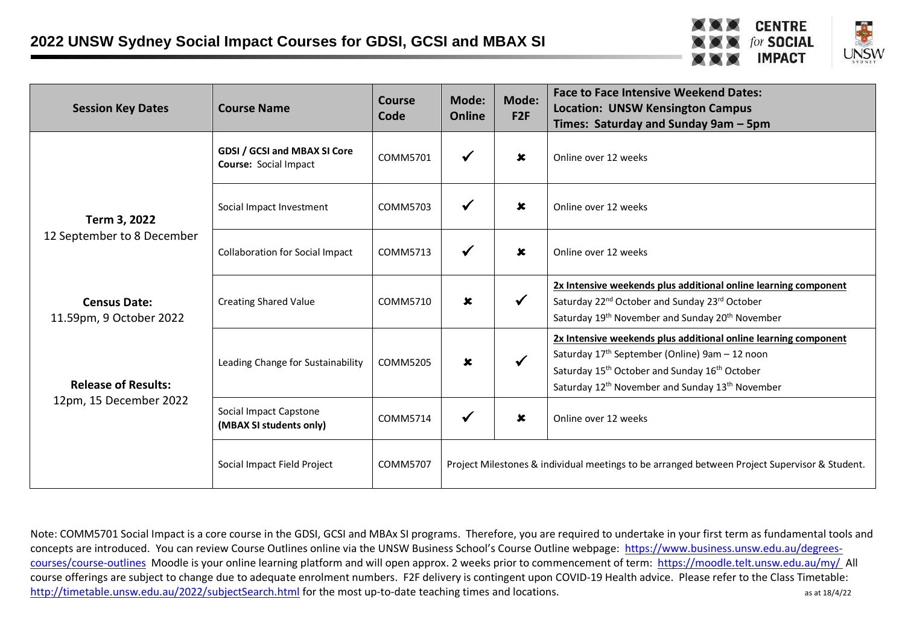# 2022 UNSW Sydney Social Impact Courses for GDSI, GCSI and MBAX SI

| Session Key Dates | Course Name | Course Code | Mode: Online | Mode: F2F | Face to Face Intensive Weekend Dates: Location: UNSW Kensington Campus Times: Saturday and Sunday 9am – 5pm |
|---|---|---|---|---|---|
| **Term 3, 2022** 12 September to 8 December **Census Date:** 11.59pm, 9 October 2022 **Release of Results:** 12pm, 15 December 2022 | **GDSI / GCSI and MBAX SI Core Course:** Social Impact | COMM5701 | ✔ | ✘ | Online over 12 weeks |
| | Social Impact Investment | COMM5703 | ✔ | ✘ | Online over 12 weeks |
| | Collaboration for Social Impact | COMM5713 | ✔ | ✘ | Online over 12 weeks |
| | Creating Shared Value | COMM5710 | ✘ | ✔ | **2x Intensive weekends plus additional online learning component** Saturday 22nd October and Sunday 23rd October Saturday 19th November and Sunday 20th November |
| | Leading Change for Sustainability | COMM5205 | ✘ | ✔ | **2x Intensive weekends plus additional online learning component** Saturday 17th September (Online) 9am – 12 noon Saturday 15th October and Sunday 16th October Saturday 12th November and Sunday 13th November |
| | Social Impact Capstone **(MBAX SI students only)** | COMM5714 | ✔ | ✘ | Online over 12 weeks |
| | Social Impact Field Project | COMM5707 | Project Milestones & individual meetings to be arranged between Project Supervisor & Student. | | |

Note: COMM5701 Social Impact is a core course in the GDSI, GCSI and MBAx SI programs. Therefore, you are required to undertake in your first term as fundamental tools and concepts are introduced. You can review Course Outlines online via the UNSW Business School's Course Outline webpage: https://www.business.unsw.edu.au/degrees-courses/course-outlines Moodle is your online learning platform and will open approx. 2 weeks prior to commencement of term: https://moodle.telt.unsw.edu.au/my/ All course offerings are subject to change due to adequate enrolment numbers. F2F delivery is contingent upon COVID-19 Health advice. Please refer to the Class Timetable: http://timetable.unsw.edu.au/2022/subjectSearch.html for the most up-to-date teaching times and locations. as at 18/4/22